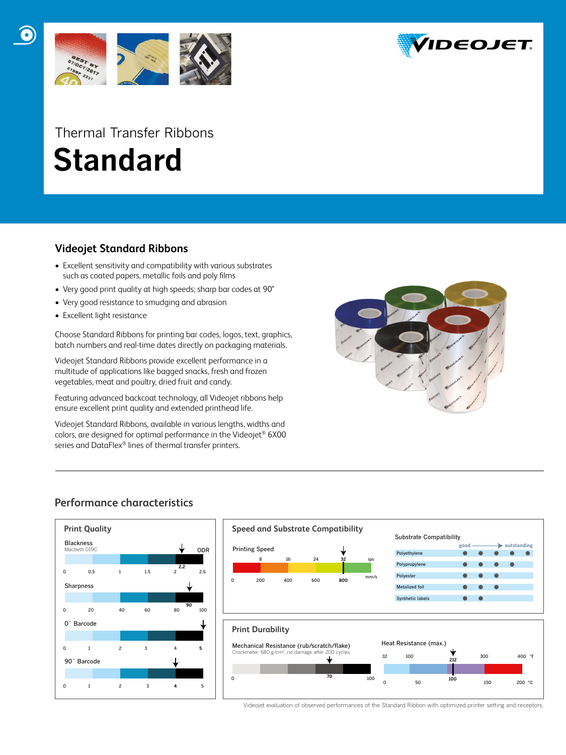Thermal Transfer Ribbons

# Standard

## Videojet Standard Ribbons

- Excellent sensitivity and compatibility with various substrates such as coated papers, metallic foils and poly films
- Very good print quality at high speeds; sharp bar codes at 90°
- Very good resistance to smudging and abrasion
- Excellent light resistance

Choose Standard Ribbons for printing bar codes, logos, text, graphics, batch numbers and real-time dates directly on packaging materials.

Videojet Standard Ribbons provide excellent performance in a multitude of applications like bagged snacks, fresh and frozen vegetables, meat and poultry, dried fruit and candy.

Featuring advanced backcoat technology, all Videojet ribbons help ensure excellent print quality and extended printhead life.

Videojet Standard Ribbons, available in various lengths, widths and colors, are designed for optimal performance in the Videojet® 6X00 series and DataFlex® lines of thermal transfer printers.

## Performance characteristics

### Print Quality

**Blackness** (Macbeth D19C, ODR): 2.2 (scale 0 – 2.5)

**Sharpness**: 90 (scale 0 – 100)

**0° Barcode**: 5 (scale 0 – 5)

**90° Barcode**: 4 (scale 0 – 5)

### Speed and Substrate Compatibility

**Printing Speed**: 32 ips / 800 mm/s (scale 0 – 800 mm/s; 8, 16, 24, 32 ips)

**Substrate Compatibility** (good → outstanding)

| Substrate | Rating (dots) |
|---|---|
| Polyethylene | ● ● ● ● ● |
| Polypropylene | ● ● ● ● |
| Polyester | ● ● ● |
| Metalized foil | ● ● ● |
| Synthetic labels | ● ● |

### Print Durability

**Mechanical Resistance (rub/scratch/flake)**: 70 (scale 0 – 100)
Crockmeter, 680 g/cm², no damage after 200 cycles

**Heat Resistance (max.)**: 212 °F / 100 °C (scale 32 – 400 °F; 0 – 200 °C)

Videojet evaluation of observed performances of the Standard Ribbon with optimized printer setting and receptors.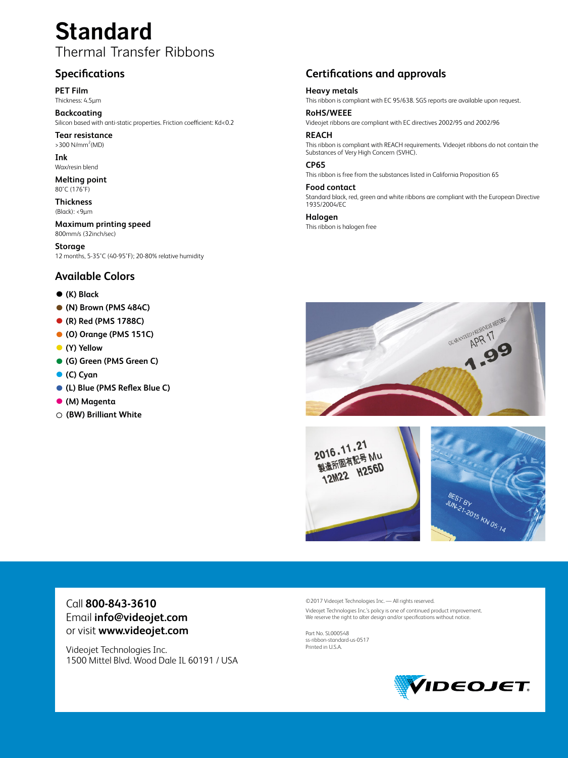# Standard

## Thermal Transfer Ribbons

## Specifications

**PET Film**
Thickness: 4.5µm

**Backcoating**
Silicon based with anti-static properties. Friction coefficient: Kd<0.2

**Tear resistance**
>300 N/mm$^2$(MD)

**Ink**
Wax/resin blend

**Melting point**
80˚C (176˚F)

**Thickness**
(Black): <9µm

**Maximum printing speed**
800mm/s (32inch/sec)

**Storage**
12 months, 5-35˚C (40-95˚F); 20-80% relative humidity

## Available Colors

- **(K) Black**
- **(N) Brown (PMS 484C)**
- **(R) Red (PMS 1788C)**
- **(O) Orange (PMS 151C)**
- **(Y) Yellow**
- **(G) Green (PMS Green C)**
- **(C) Cyan**
- **(L) Blue (PMS Reflex Blue C)**
- **(M) Magenta**
- **(BW) Brilliant White**

## Certifications and approvals

**Heavy metals**
This ribbon is compliant with EC 95/638. SGS reports are available upon request.

**RoHS/WEEE**
Videojet ribbons are compliant with EC directives 2002/95 and 2002/96

**REACH**
This ribbon is compliant with REACH requirements. Videojet ribbons do not contain the Substances of Very High Concern (SVHC).

**CP65**
This ribbon is free from the substances listed in California Proposition 65

**Food contact**
Standard black, red, green and white ribbons are compliant with the European Directive 1935/2004/EC

**Halogen**
This ribbon is halogen free

Call **800-843-3610**
Email **info@videojet.com**
or visit **www.videojet.com**

Videojet Technologies Inc.
1500 Mittel Blvd. Wood Dale IL 60191 / USA

©2017 Videojet Technologies Inc. — All rights reserved.

Videojet Technologies Inc.'s policy is one of continued product improvement. We reserve the right to alter design and/or specifications without notice.

Part No. SL000548
ss-ribbon-standard-us-0517
Printed in U.S.A.